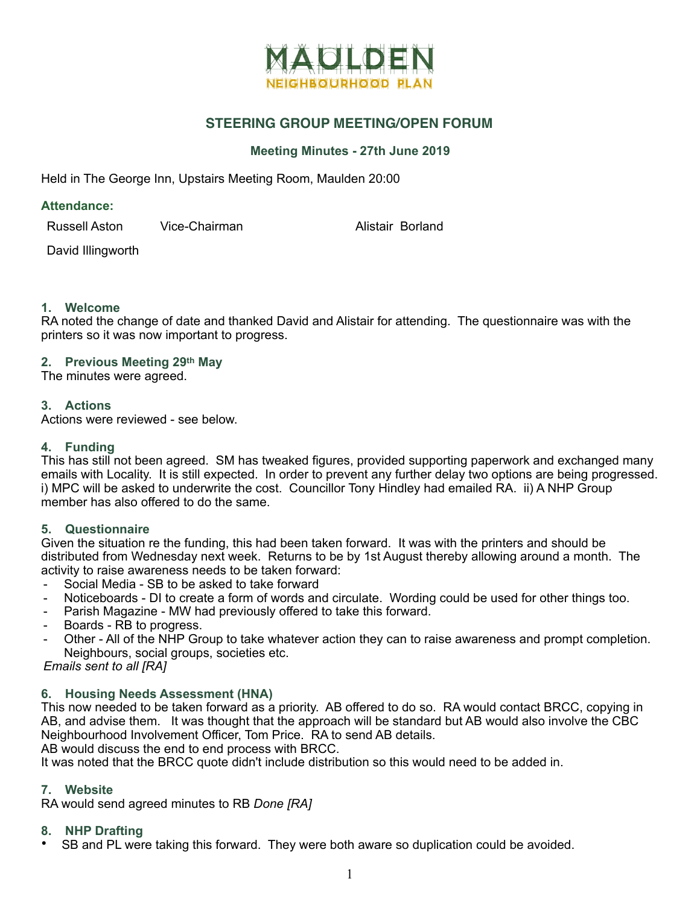# MAULDEN NEIGHBOURHOOD PLAN

## STEERING GROUP MEETING/OPEN FORUM

### Meeting Minutes - 27th June 2019

Held in The George Inn, Upstairs Meeting Room, Maulden 20:00

### Attendance:

| | | |
|---|---|---|
| Russell Aston | Vice-Chairman | Alistair Borland |
| David Illingworth | | |

### 1. Welcome

RA noted the change of date and thanked David and Alistair for attending. The questionnaire was with the printers so it was now important to progress.

### 2. Previous Meeting 29th May

The minutes were agreed.

### 3. Actions

Actions were reviewed - see below.

### 4. Funding

This has still not been agreed. SM has tweaked figures, provided supporting paperwork and exchanged many emails with Locality. It is still expected. In order to prevent any further delay two options are being progressed. i) MPC will be asked to underwrite the cost. Councillor Tony Hindley had emailed RA. ii) A NHP Group member has also offered to do the same.

### 5. Questionnaire

Given the situation re the funding, this had been taken forward. It was with the printers and should be distributed from Wednesday next week. Returns to be by 1st August thereby allowing around a month. The activity to raise awareness needs to be taken forward:

- Social Media - SB to be asked to take forward
- Noticeboards - DI to create a form of words and circulate. Wording could be used for other things too.
- Parish Magazine - MW had previously offered to take this forward.
- Boards - RB to progress.
- Other - All of the NHP Group to take whatever action they can to raise awareness and prompt completion. Neighbours, social groups, societies etc.

*Emails sent to all [RA]*

### 6. Housing Needs Assessment (HNA)

This now needed to be taken forward as a priority. AB offered to do so. RA would contact BRCC, copying in AB, and advise them. It was thought that the approach will be standard but AB would also involve the CBC Neighbourhood Involvement Officer, Tom Price. RA to send AB details.

AB would discuss the end to end process with BRCC.

It was noted that the BRCC quote didn't include distribution so this would need to be added in.

### 7. Website

RA would send agreed minutes to RB *Done [RA]*

### 8. NHP Drafting

- SB and PL were taking this forward. They were both aware so duplication could be avoided.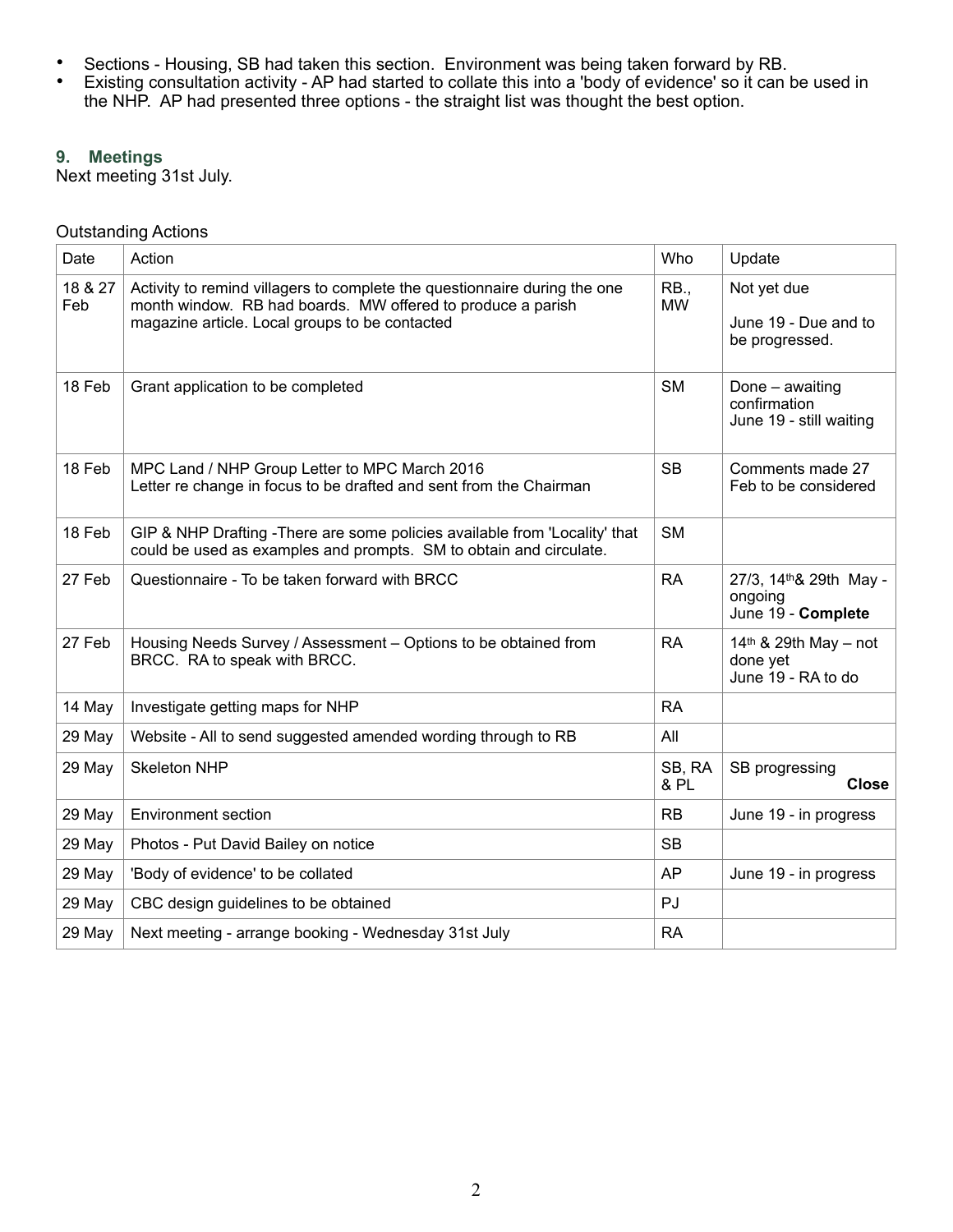- Sections - Housing, SB had taken this section. Environment was being taken forward by RB.
- Existing consultation activity - AP had started to collate this into a 'body of evidence' so it can be used in the NHP. AP had presented three options - the straight list was thought the best option.

### 9. Meetings

Next meeting 31st July.

Outstanding Actions

| Date | Action | Who | Update |
|---|---|---|---|
| 18 & 27 Feb | Activity to remind villagers to complete the questionnaire during the one month window. RB had boards. MW offered to produce a parish magazine article. Local groups to be contacted | RB., MW | Not yet due<br><br>June 19 - Due and to be progressed. |
| 18 Feb | Grant application to be completed | SM | Done – awaiting confirmation<br>June 19 - still waiting |
| 18 Feb | MPC Land / NHP Group Letter to MPC March 2016<br>Letter re change in focus to be drafted and sent from the Chairman | SB | Comments made 27 Feb to be considered |
| 18 Feb | GIP & NHP Drafting -There are some policies available from 'Locality' that could be used as examples and prompts. SM to obtain and circulate. | SM | |
| 27 Feb | Questionnaire - To be taken forward with BRCC | RA | 27/3, 14th& 29th May - ongoing<br>June 19 - **Complete** |
| 27 Feb | Housing Needs Survey / Assessment – Options to be obtained from BRCC. RA to speak with BRCC. | RA | 14th & 29th May – not done yet<br>June 19 - RA to do |
| 14 May | Investigate getting maps for NHP | RA | |
| 29 May | Website - All to send suggested amended wording through to RB | All | |
| 29 May | Skeleton NHP | SB, RA & PL | SB progressing **Close** |
| 29 May | Environment section | RB | June 19 - in progress |
| 29 May | Photos - Put David Bailey on notice | SB | |
| 29 May | 'Body of evidence' to be collated | AP | June 19 - in progress |
| 29 May | CBC design guidelines to be obtained | PJ | |
| 29 May | Next meeting - arrange booking - Wednesday 31st July | RA | |